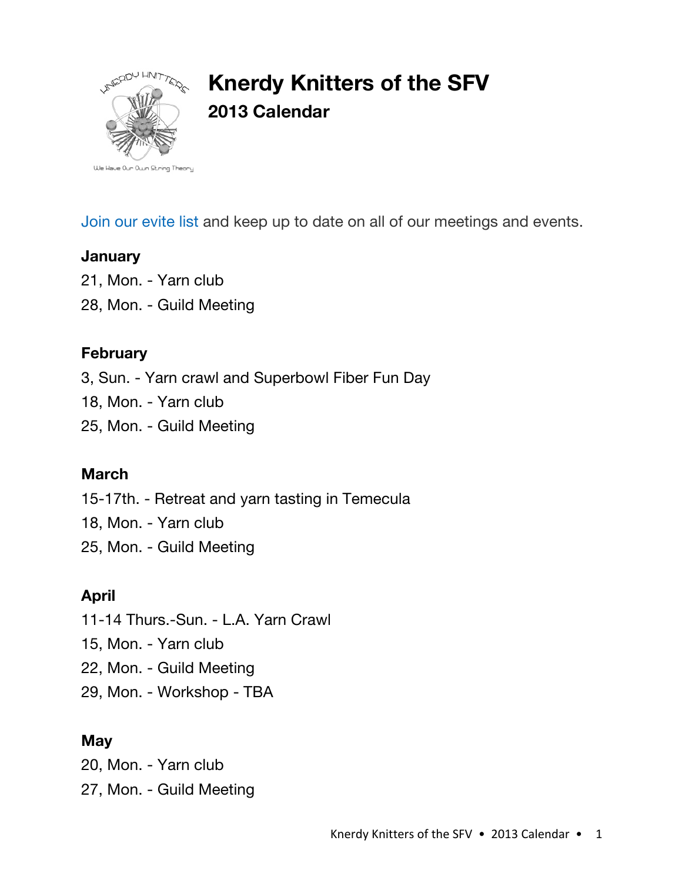# Knerdy Knitters of the SFV

## 2013 Calendar

Join our evite list and keep up to date on all of our meetings and events.

**January**

21, Mon. - Yarn club

28, Mon. - Guild Meeting

**February**

3, Sun. - Yarn crawl and Superbowl Fiber Fun Day

18, Mon. - Yarn club

25, Mon. - Guild Meeting

**March**

15-17th. - Retreat and yarn tasting in Temecula

18, Mon. - Yarn club

25, Mon. - Guild Meeting

**April**

11-14 Thurs.-Sun. - L.A. Yarn Crawl

15, Mon. - Yarn club

22, Mon. - Guild Meeting

29, Mon. - Workshop - TBA

**May**

20, Mon. - Yarn club

27, Mon. - Guild Meeting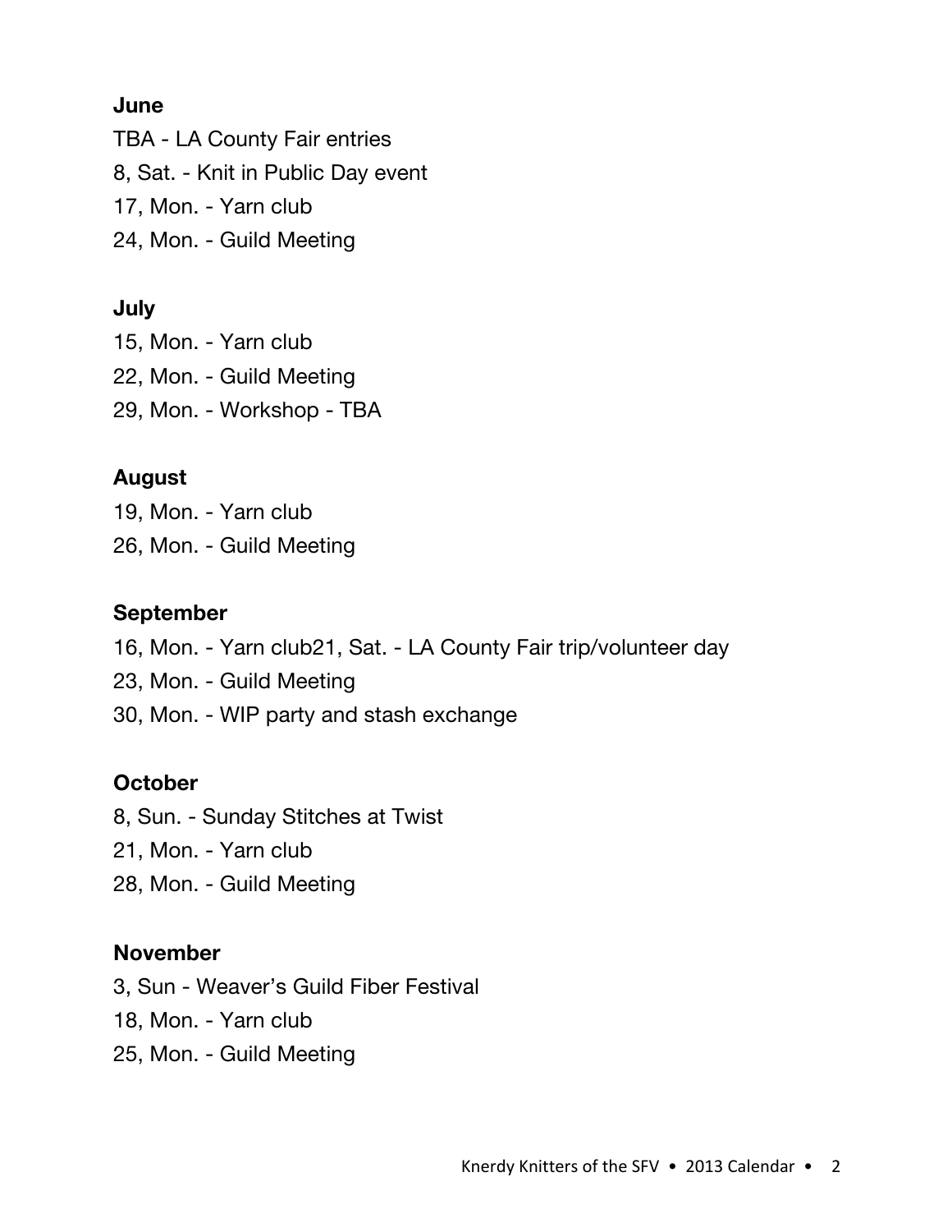**June**

TBA - LA County Fair entries

8, Sat. - Knit in Public Day event

17, Mon. - Yarn club

24, Mon. - Guild Meeting

**July**

15, Mon. - Yarn club

22, Mon. - Guild Meeting

29, Mon. - Workshop - TBA

**August**

19, Mon. - Yarn club

26, Mon. - Guild Meeting

**September**

16, Mon. - Yarn club21, Sat. - LA County Fair trip/volunteer day

23, Mon. - Guild Meeting

30, Mon. - WIP party and stash exchange

**October**

8, Sun. - Sunday Stitches at Twist

21, Mon. - Yarn club

28, Mon. - Guild Meeting

**November**

3, Sun - Weaver's Guild Fiber Festival

18, Mon. - Yarn club

25, Mon. - Guild Meeting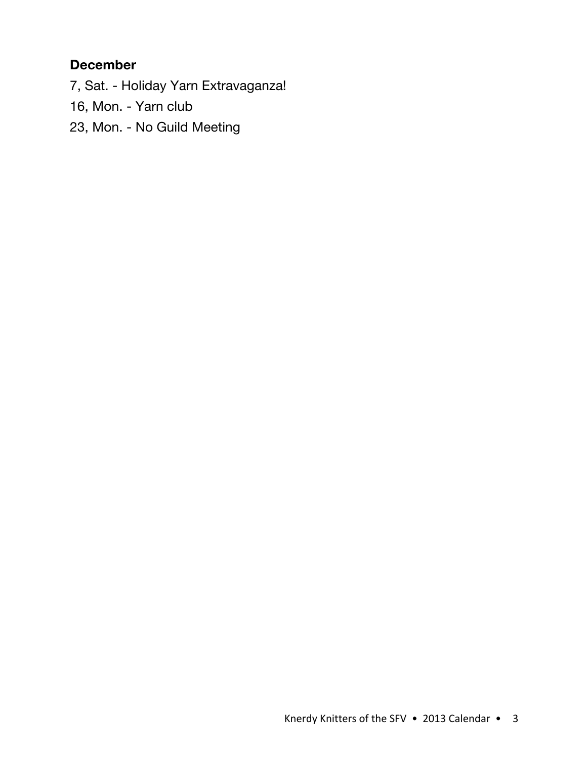**December**

7, Sat. - Holiday Yarn Extravaganza!

16, Mon. - Yarn club

23, Mon. - No Guild Meeting